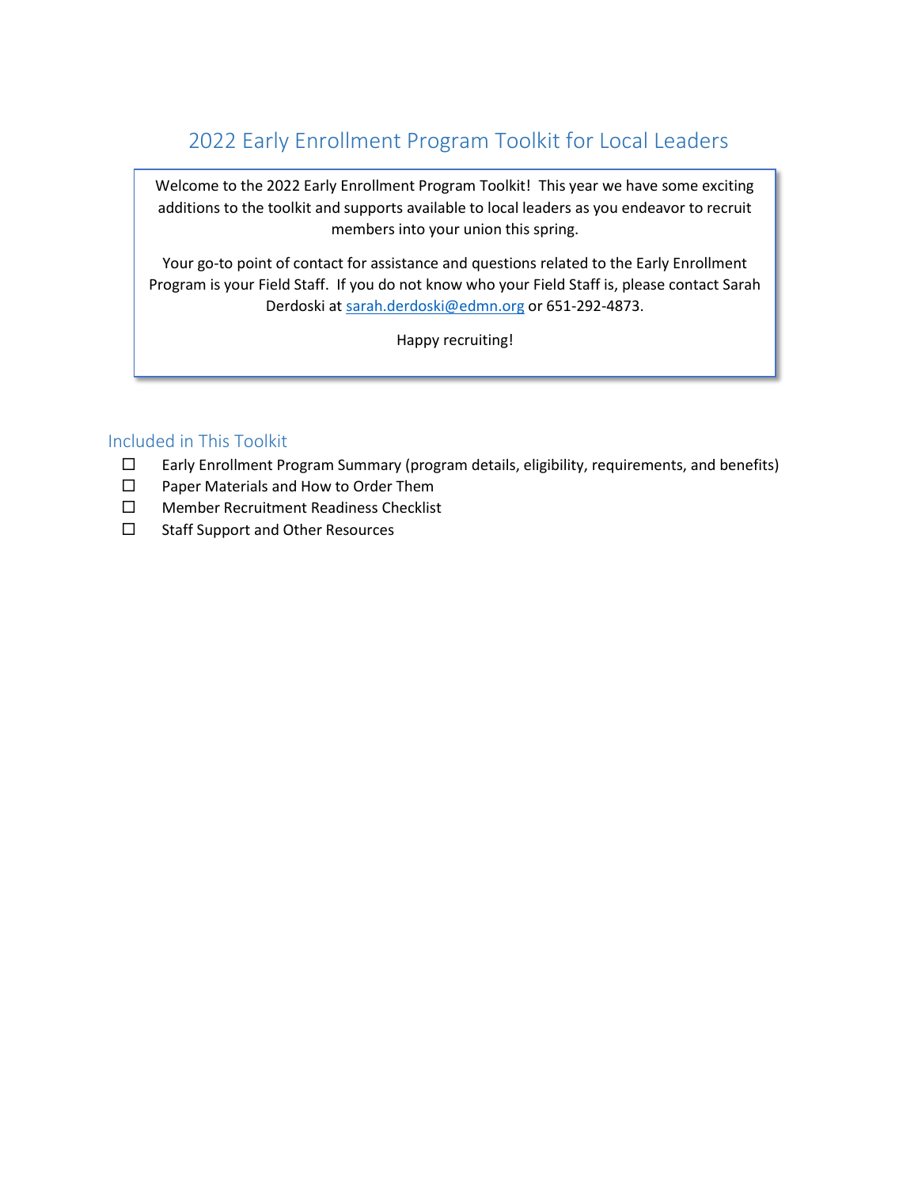# 2022 Early Enrollment Program Toolkit for Local Leaders

Welcome to the 2022 Early Enrollment Program Toolkit! This year we have some exciting additions to the toolkit and supports available to local leaders as you endeavor to recruit members into your union this spring.

Your go-to point of contact for assistance and questions related to the Early Enrollment Program is your Field Staff. If you do not know who your Field Staff is, please contact Sarah Derdoski at sarah.derdoski@edmn.org or 651-292-4873.

Happy recruiting!

## Included in This Toolkit

- ☐ Early Enrollment Program Summary (program details, eligibility, requirements, and benefits)
- ☐ Paper Materials and How to Order Them
- ☐ Member Recruitment Readiness Checklist
- ☐ Staff Support and Other Resources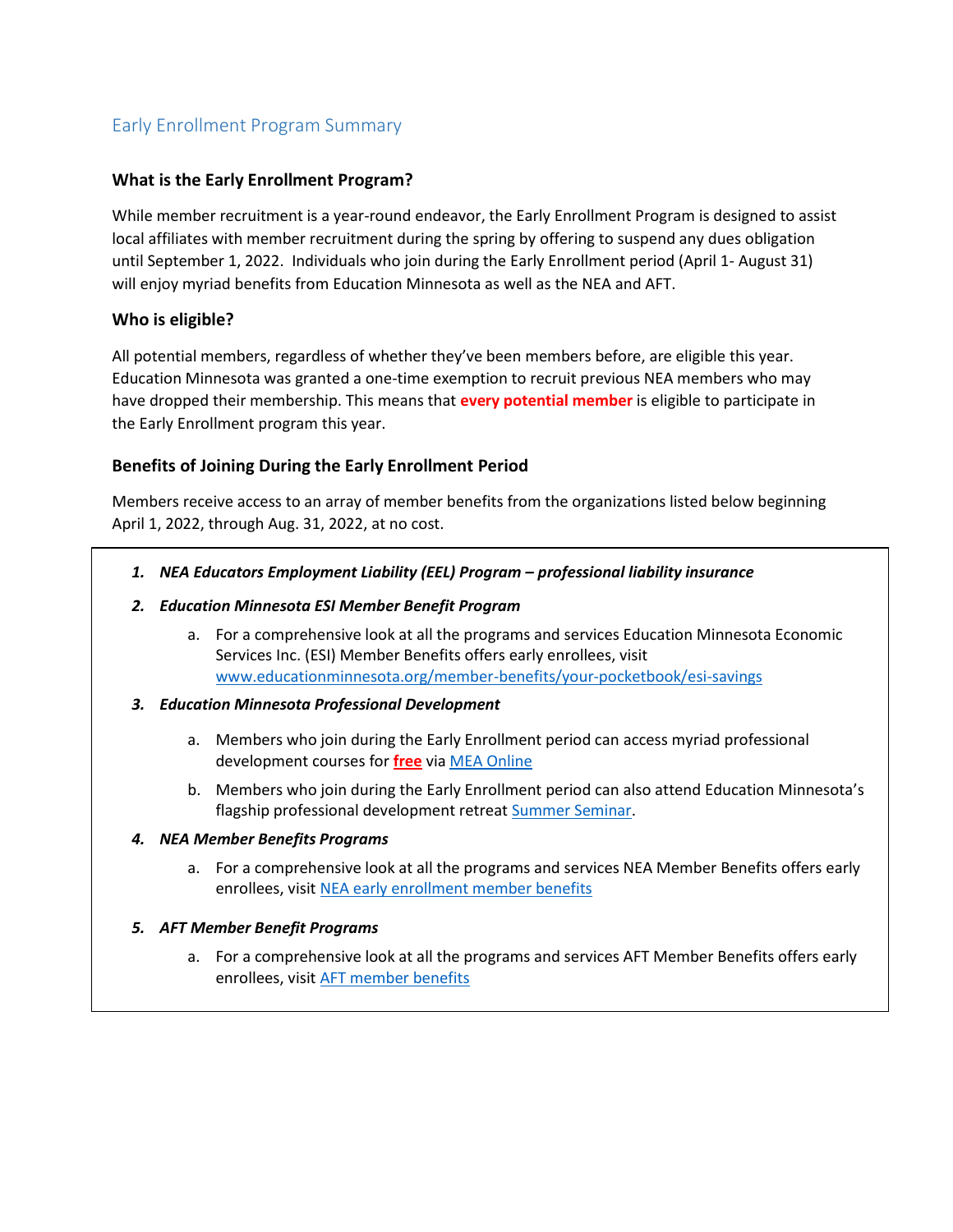## Early Enrollment Program Summary

### What is the Early Enrollment Program?

While member recruitment is a year-round endeavor, the Early Enrollment Program is designed to assist local affiliates with member recruitment during the spring by offering to suspend any dues obligation until September 1, 2022. Individuals who join during the Early Enrollment period (April 1- August 31) will enjoy myriad benefits from Education Minnesota as well as the NEA and AFT.

### Who is eligible?

All potential members, regardless of whether they've been members before, are eligible this year. Education Minnesota was granted a one-time exemption to recruit previous NEA members who may have dropped their membership. This means that **every potential member** is eligible to participate in the Early Enrollment program this year.

### Benefits of Joining During the Early Enrollment Period

Members receive access to an array of member benefits from the organizations listed below beginning April 1, 2022, through Aug. 31, 2022, at no cost.

1. ***NEA Educators Employment Liability (EEL) Program – professional liability insurance***
2. ***Education Minnesota ESI Member Benefit Program***
   a. For a comprehensive look at all the programs and services Education Minnesota Economic Services Inc. (ESI) Member Benefits offers early enrollees, visit www.educationminnesota.org/member-benefits/your-pocketbook/esi-savings
3. ***Education Minnesota Professional Development***
   a. Members who join during the Early Enrollment period can access myriad professional development courses for **free** via MEA Online
   b. Members who join during the Early Enrollment period can also attend Education Minnesota's flagship professional development retreat Summer Seminar.
4. ***NEA Member Benefits Programs***
   a. For a comprehensive look at all the programs and services NEA Member Benefits offers early enrollees, visit NEA early enrollment member benefits
5. ***AFT Member Benefit Programs***
   a. For a comprehensive look at all the programs and services AFT Member Benefits offers early enrollees, visit AFT member benefits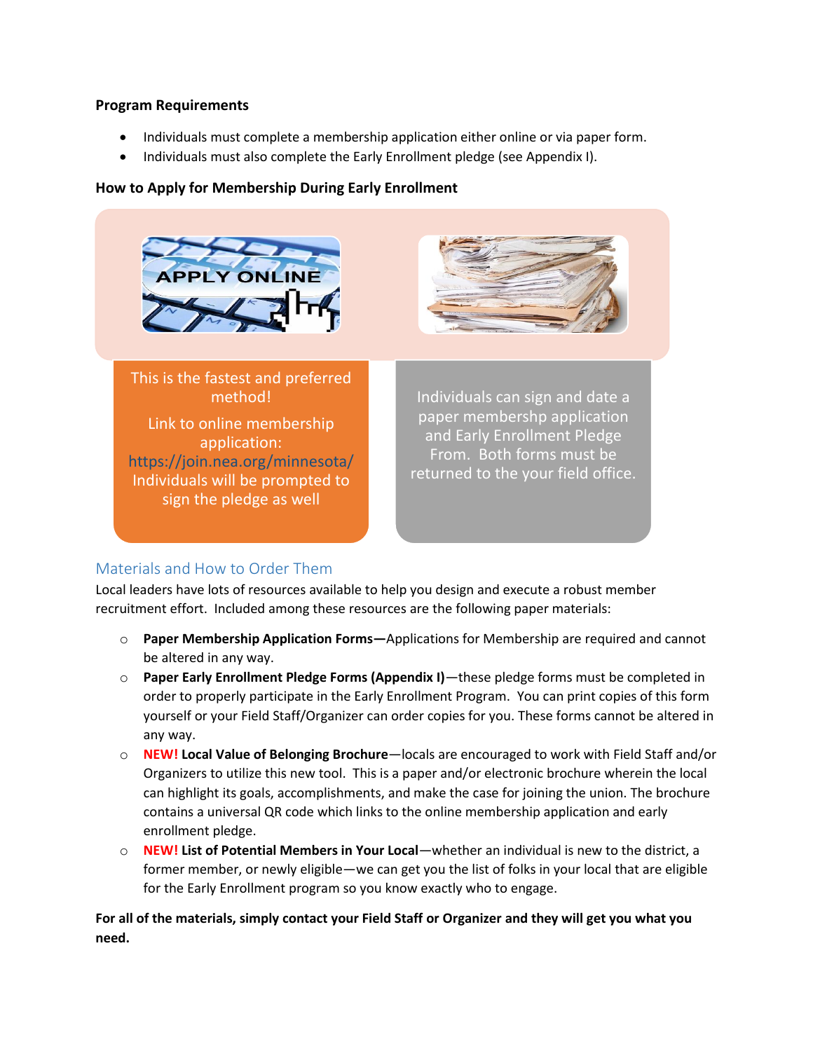**Program Requirements**

- Individuals must complete a membership application either online or via paper form.
- Individuals must also complete the Early Enrollment pledge (see Appendix I).

**How to Apply for Membership During Early Enrollment**

APPLY ONLINE

This is the fastest and preferred method!

Link to online membership application: https://join.nea.org/minnesota/ Individuals will be prompted to sign the pledge as well

Individuals can sign and date a paper membershp application and Early Enrollment Pledge From. Both forms must be returned to the your field office.

## Materials and How to Order Them

Local leaders have lots of resources available to help you design and execute a robust member recruitment effort. Included among these resources are the following paper materials:

- **Paper Membership Application Forms—**Applications for Membership are required and cannot be altered in any way.
- **Paper Early Enrollment Pledge Forms (Appendix I)**—these pledge forms must be completed in order to properly participate in the Early Enrollment Program. You can print copies of this form yourself or your Field Staff/Organizer can order copies for you. These forms cannot be altered in any way.
- **NEW! Local Value of Belonging Brochure**—locals are encouraged to work with Field Staff and/or Organizers to utilize this new tool. This is a paper and/or electronic brochure wherein the local can highlight its goals, accomplishments, and make the case for joining the union. The brochure contains a universal QR code which links to the online membership application and early enrollment pledge.
- **NEW! List of Potential Members in Your Local**—whether an individual is new to the district, a former member, or newly eligible—we can get you the list of folks in your local that are eligible for the Early Enrollment program so you know exactly who to engage.

**For all of the materials, simply contact your Field Staff or Organizer and they will get you what you need.**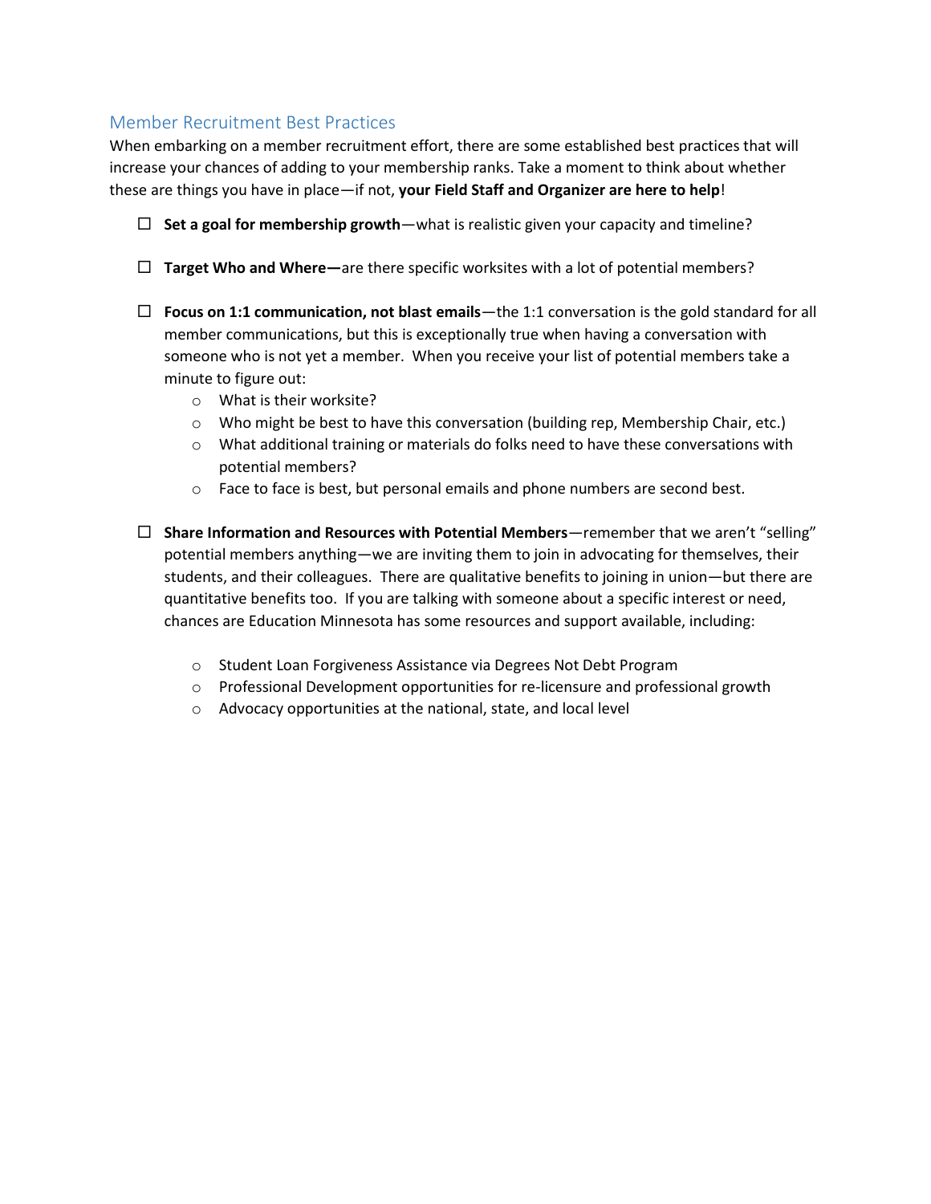## Member Recruitment Best Practices

When embarking on a member recruitment effort, there are some established best practices that will increase your chances of adding to your membership ranks. Take a moment to think about whether these are things you have in place—if not, **your Field Staff and Organizer are here to help**!

- ☐ **Set a goal for membership growth**—what is realistic given your capacity and timeline?
- ☐ **Target Who and Where—**are there specific worksites with a lot of potential members?
- ☐ **Focus on 1:1 communication, not blast emails**—the 1:1 conversation is the gold standard for all member communications, but this is exceptionally true when having a conversation with someone who is not yet a member. When you receive your list of potential members take a minute to figure out:
  - What is their worksite?
  - Who might be best to have this conversation (building rep, Membership Chair, etc.)
  - What additional training or materials do folks need to have these conversations with potential members?
  - Face to face is best, but personal emails and phone numbers are second best.
- ☐ **Share Information and Resources with Potential Members**—remember that we aren't "selling" potential members anything—we are inviting them to join in advocating for themselves, their students, and their colleagues. There are qualitative benefits to joining in union—but there are quantitative benefits too. If you are talking with someone about a specific interest or need, chances are Education Minnesota has some resources and support available, including:
  - Student Loan Forgiveness Assistance via Degrees Not Debt Program
  - Professional Development opportunities for re-licensure and professional growth
  - Advocacy opportunities at the national, state, and local level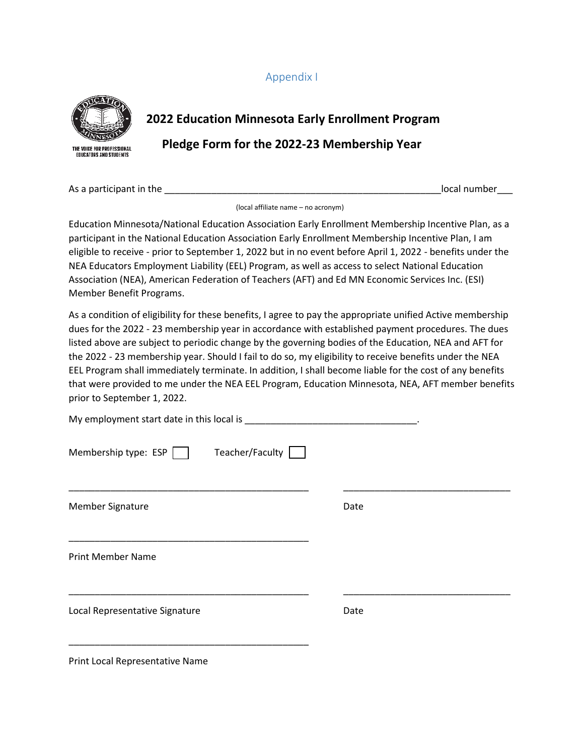Appendix I

# 2022 Education Minnesota Early Enrollment Program

## Pledge Form for the 2022-23 Membership Year

As a participant in the _______________________________________________________local number___

(local affiliate name – no acronym)

Education Minnesota/National Education Association Early Enrollment Membership Incentive Plan, as a participant in the National Education Association Early Enrollment Membership Incentive Plan, I am eligible to receive - prior to September 1, 2022 but in no event before April 1, 2022 - benefits under the NEA Educators Employment Liability (EEL) Program, as well as access to select National Education Association (NEA), American Federation of Teachers (AFT) and Ed MN Economic Services Inc. (ESI) Member Benefit Programs.

As a condition of eligibility for these benefits, I agree to pay the appropriate unified Active membership dues for the 2022 - 23 membership year in accordance with established payment procedures. The dues listed above are subject to periodic change by the governing bodies of the Education, NEA and AFT for the 2022 - 23 membership year. Should I fail to do so, my eligibility to receive benefits under the NEA EEL Program shall immediately terminate. In addition, I shall become liable for the cost of any benefits that were provided to me under the NEA EEL Program, Education Minnesota, NEA, AFT member benefits prior to September 1, 2022.

My employment start date in this local is _________________________________.

Membership type: ESP ☐ Teacher/Faculty ☐

_______________________________________________ _________________________________

Member Signature Date

_______________________________________________

Print Member Name

_______________________________________________ _________________________________

Local Representative Signature Date

_______________________________________________

Print Local Representative Name